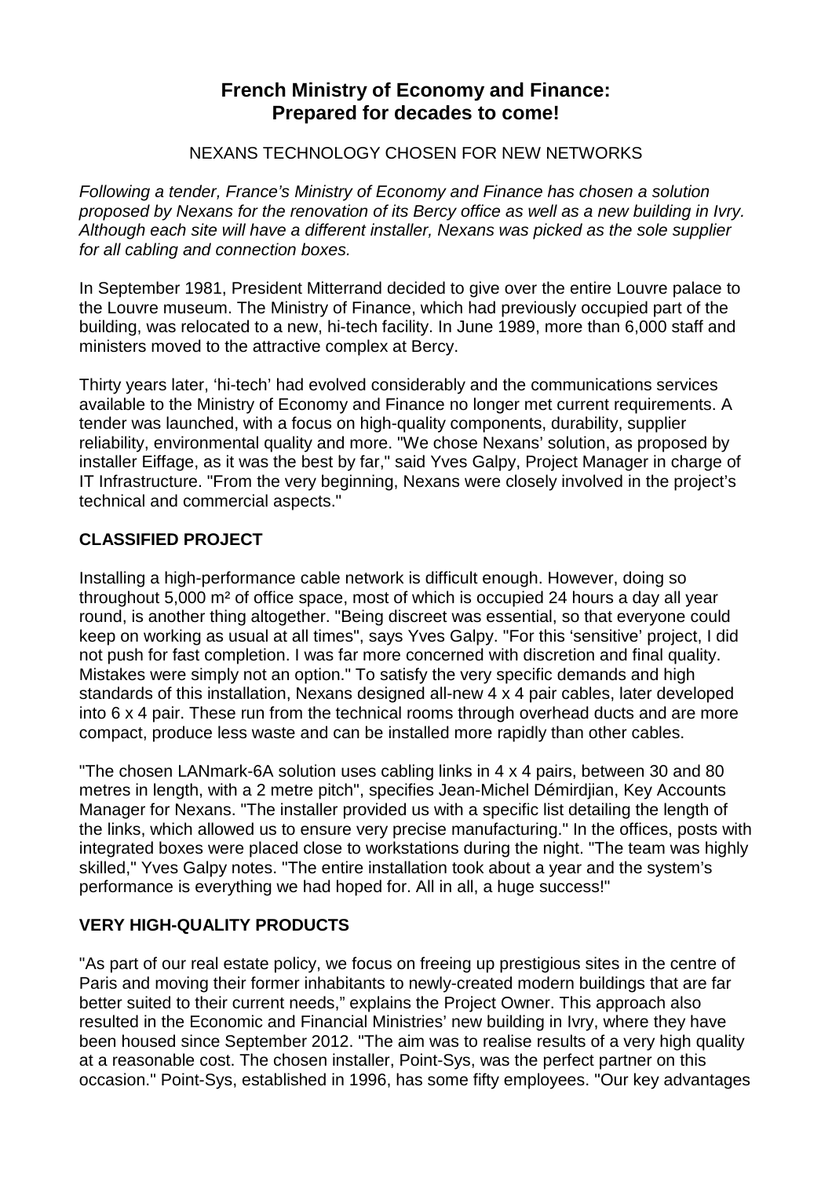# French Ministry of Economy and Finance: Prepared for decades to come!

NEXANS TECHNOLOGY CHOSEN FOR NEW NETWORKS

*Following a tender, France's Ministry of Economy and Finance has chosen a solution proposed by Nexans for the renovation of its Bercy office as well as a new building in Ivry. Although each site will have a different installer, Nexans was picked as the sole supplier for all cabling and connection boxes.*

In September 1981, President Mitterrand decided to give over the entire Louvre palace to the Louvre museum. The Ministry of Finance, which had previously occupied part of the building, was relocated to a new, hi-tech facility. In June 1989, more than 6,000 staff and ministers moved to the attractive complex at Bercy.

Thirty years later, 'hi-tech' had evolved considerably and the communications services available to the Ministry of Economy and Finance no longer met current requirements. A tender was launched, with a focus on high-quality components, durability, supplier reliability, environmental quality and more. "We chose Nexans' solution, as proposed by installer Eiffage, as it was the best by far," said Yves Galpy, Project Manager in charge of IT Infrastructure. "From the very beginning, Nexans were closely involved in the project's technical and commercial aspects."

## CLASSIFIED PROJECT

Installing a high-performance cable network is difficult enough. However, doing so throughout 5,000 m² of office space, most of which is occupied 24 hours a day all year round, is another thing altogether. "Being discreet was essential, so that everyone could keep on working as usual at all times", says Yves Galpy. "For this 'sensitive' project, I did not push for fast completion. I was far more concerned with discretion and final quality. Mistakes were simply not an option." To satisfy the very specific demands and high standards of this installation, Nexans designed all-new 4 x 4 pair cables, later developed into 6 x 4 pair. These run from the technical rooms through overhead ducts and are more compact, produce less waste and can be installed more rapidly than other cables.

"The chosen LANmark-6A solution uses cabling links in 4 x 4 pairs, between 30 and 80 metres in length, with a 2 metre pitch", specifies Jean-Michel Démirdjian, Key Accounts Manager for Nexans. "The installer provided us with a specific list detailing the length of the links, which allowed us to ensure very precise manufacturing." In the offices, posts with integrated boxes were placed close to workstations during the night. "The team was highly skilled," Yves Galpy notes. "The entire installation took about a year and the system's performance is everything we had hoped for. All in all, a huge success!"

## VERY HIGH-QUALITY PRODUCTS

"As part of our real estate policy, we focus on freeing up prestigious sites in the centre of Paris and moving their former inhabitants to newly-created modern buildings that are far better suited to their current needs," explains the Project Owner. This approach also resulted in the Economic and Financial Ministries' new building in Ivry, where they have been housed since September 2012. "The aim was to realise results of a very high quality at a reasonable cost. The chosen installer, Point-Sys, was the perfect partner on this occasion." Point-Sys, established in 1996, has some fifty employees. "Our key advantages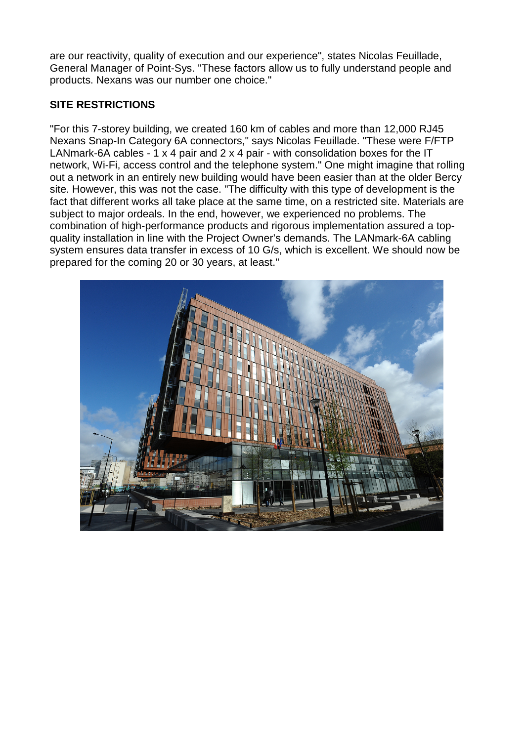are our reactivity, quality of execution and our experience", states Nicolas Feuillade, General Manager of Point-Sys. "These factors allow us to fully understand people and products. Nexans was our number one choice."

## SITE RESTRICTIONS

"For this 7-storey building, we created 160 km of cables and more than 12,000 RJ45 Nexans Snap-In Category 6A connectors," says Nicolas Feuillade. "These were F/FTP LANmark-6A cables - 1 x 4 pair and 2 x 4 pair - with consolidation boxes for the IT network, Wi-Fi, access control and the telephone system." One might imagine that rolling out a network in an entirely new building would have been easier than at the older Bercy site. However, this was not the case. "The difficulty with this type of development is the fact that different works all take place at the same time, on a restricted site. Materials are subject to major ordeals. In the end, however, we experienced no problems. The combination of high-performance products and rigorous implementation assured a top-quality installation in line with the Project Owner's demands. The LANmark-6A cabling system ensures data transfer in excess of 10 G/s, which is excellent. We should now be prepared for the coming 20 or 30 years, at least."